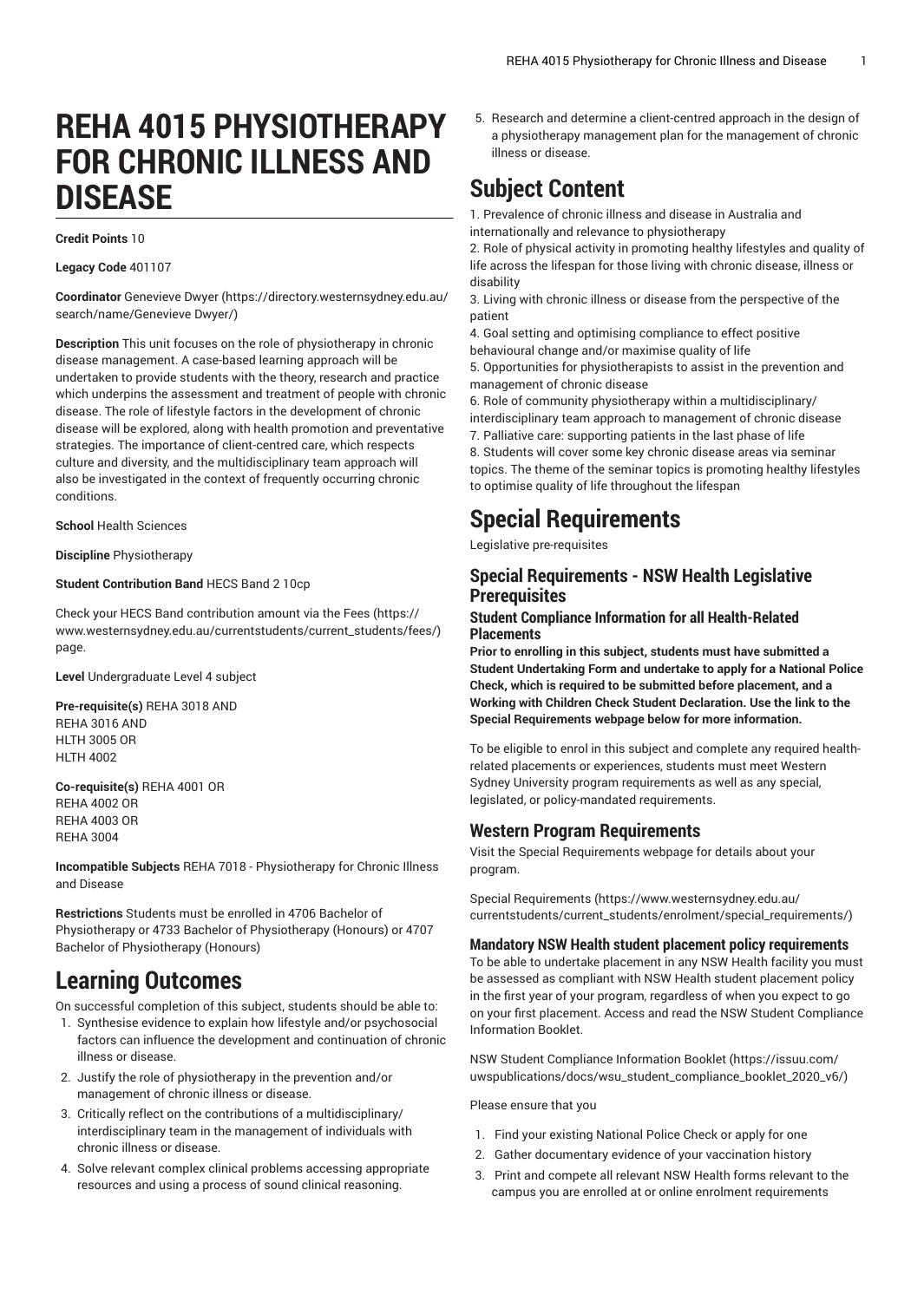# REHA 4015 PHYSIOTHERAPY FOR CHRONIC ILLNESS AND DISEASE

**Credit Points** 10

**Legacy Code** 401107

**Coordinator** Genevieve Dwyer (https://directory.westernsydney.edu.au/search/name/Genevieve Dwyer/)

**Description** This unit focuses on the role of physiotherapy in chronic disease management. A case-based learning approach will be undertaken to provide students with the theory, research and practice which underpins the assessment and treatment of people with chronic disease. The role of lifestyle factors in the development of chronic disease will be explored, along with health promotion and preventative strategies. The importance of client-centred care, which respects culture and diversity, and the multidisciplinary team approach will also be investigated in the context of frequently occurring chronic conditions.

**School** Health Sciences

**Discipline** Physiotherapy

**Student Contribution Band** HECS Band 2 10cp

Check your HECS Band contribution amount via the Fees (https://www.westernsydney.edu.au/currentstudents/current_students/fees/) page.

**Level** Undergraduate Level 4 subject

**Pre-requisite(s)** REHA 3018 AND
REHA 3016 AND
HLTH 3005 OR
HLTH 4002

**Co-requisite(s)** REHA 4001 OR
REHA 4002 OR
REHA 4003 OR
REHA 3004

**Incompatible Subjects** REHA 7018 - Physiotherapy for Chronic Illness and Disease

**Restrictions** Students must be enrolled in 4706 Bachelor of Physiotherapy or 4733 Bachelor of Physiotherapy (Honours) or 4707 Bachelor of Physiotherapy (Honours)

## Learning Outcomes

On successful completion of this subject, students should be able to:

1. Synthesise evidence to explain how lifestyle and/or psychosocial factors can influence the development and continuation of chronic illness or disease.
2. Justify the role of physiotherapy in the prevention and/or management of chronic illness or disease.
3. Critically reflect on the contributions of a multidisciplinary/interdisciplinary team in the management of individuals with chronic illness or disease.
4. Solve relevant complex clinical problems accessing appropriate resources and using a process of sound clinical reasoning.
5. Research and determine a client-centred approach in the design of a physiotherapy management plan for the management of chronic illness or disease.

## Subject Content

1. Prevalence of chronic illness and disease in Australia and internationally and relevance to physiotherapy
2. Role of physical activity in promoting healthy lifestyles and quality of life across the lifespan for those living with chronic disease, illness or disability
3. Living with chronic illness or disease from the perspective of the patient
4. Goal setting and optimising compliance to effect positive behavioural change and/or maximise quality of life
5. Opportunities for physiotherapists to assist in the prevention and management of chronic disease
6. Role of community physiotherapy within a multidisciplinary/interdisciplinary team approach to management of chronic disease
7. Palliative care: supporting patients in the last phase of life
8. Students will cover some key chronic disease areas via seminar topics. The theme of the seminar topics is promoting healthy lifestyles to optimise quality of life throughout the lifespan

## Special Requirements

Legislative pre-requisites

### Special Requirements - NSW Health Legislative Prerequisites

#### Student Compliance Information for all Health-Related Placements

**Prior to enrolling in this subject, students must have submitted a Student Undertaking Form and undertake to apply for a National Police Check, which is required to be submitted before placement, and a Working with Children Check Student Declaration. Use the link to the Special Requirements webpage below for more information.**

To be eligible to enrol in this subject and complete any required health-related placements or experiences, students must meet Western Sydney University program requirements as well as any special, legislated, or policy-mandated requirements.

### Western Program Requirements

Visit the Special Requirements webpage for details about your program.

Special Requirements (https://www.westernsydney.edu.au/currentstudents/current_students/enrolment/special_requirements/)

#### Mandatory NSW Health student placement policy requirements

To be able to undertake placement in any NSW Health facility you must be assessed as compliant with NSW Health student placement policy in the first year of your program, regardless of when you expect to go on your first placement. Access and read the NSW Student Compliance Information Booklet.

NSW Student Compliance Information Booklet (https://issuu.com/uwspublications/docs/wsu_student_compliance_booklet_2020_v6/)

Please ensure that you

1. Find your existing National Police Check or apply for one
2. Gather documentary evidence of your vaccination history
3. Print and compete all relevant NSW Health forms relevant to the campus you are enrolled at or online enrolment requirements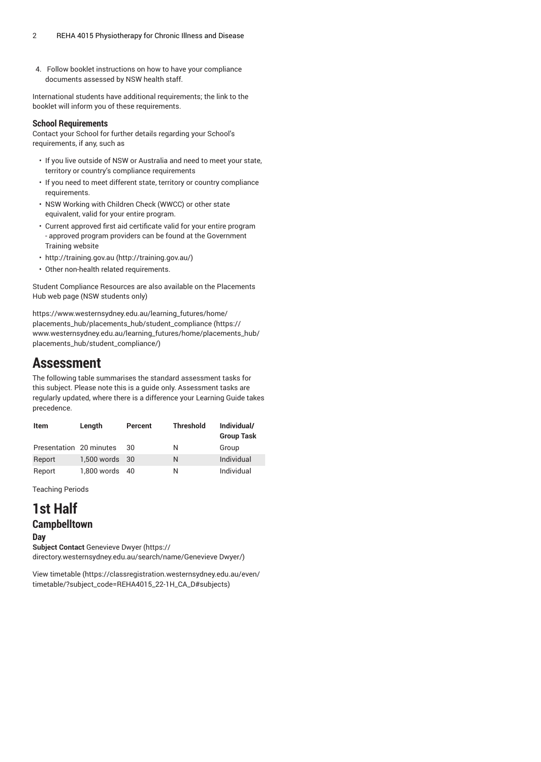4. Follow booklet instructions on how to have your compliance documents assessed by NSW health staff.

International students have additional requirements; the link to the booklet will inform you of these requirements.

### School Requirements

Contact your School for further details regarding your School's requirements, if any, such as

- If you live outside of NSW or Australia and need to meet your state, territory or country's compliance requirements
- If you need to meet different state, territory or country compliance requirements.
- NSW Working with Children Check (WWCC) or other state equivalent, valid for your entire program.
- Current approved first aid certificate valid for your entire program - approved program providers can be found at the Government Training website
- http://training.gov.au (http://training.gov.au/)
- Other non-health related requirements.

Student Compliance Resources are also available on the Placements Hub web page (NSW students only)

https://www.westernsydney.edu.au/learning_futures/home/placements_hub/placements_hub/student_compliance (https://www.westernsydney.edu.au/learning_futures/home/placements_hub/placements_hub/student_compliance/)

# Assessment

The following table summarises the standard assessment tasks for this subject. Please note this is a guide only. Assessment tasks are regularly updated, where there is a difference your Learning Guide takes precedence.

| Item | Length | Percent | Threshold | Individual/ Group Task |
|---|---|---|---|---|
| Presentation | 20 minutes | 30 | N | Group |
| Report | 1,500 words | 30 | N | Individual |
| Report | 1,800 words | 40 | N | Individual |

Teaching Periods

# 1st Half

## Campbelltown

### Day

**Subject Contact** Genevieve Dwyer (https://directory.westernsydney.edu.au/search/name/Genevieve Dwyer/)

View timetable (https://classregistration.westernsydney.edu.au/even/timetable/?subject_code=REHA4015_22-1H_CA_D#subjects)